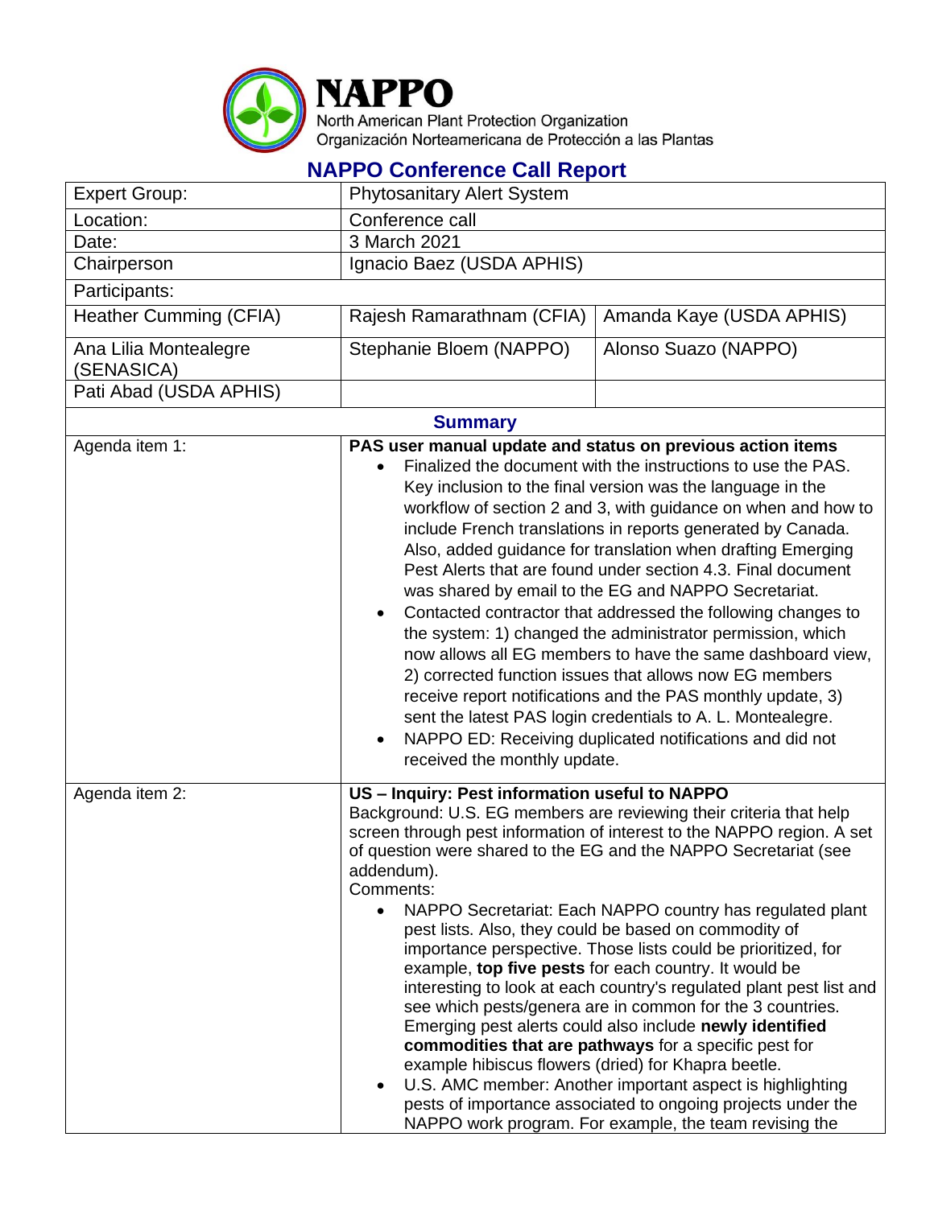**NAPPO**
North American Plant Protection Organization
Organización Norteamericana de Protección a las Plantas

# NAPPO Conference Call Report

| Expert Group: | Phytosanitary Alert System | |
|---|---|---|
| Location: | Conference call | |
| Date: | 3 March 2021 | |
| Chairperson | Ignacio Baez (USDA APHIS) | |
| Participants: | | |
| Heather Cumming (CFIA) | Rajesh Ramarathnam (CFIA) | Amanda Kaye (USDA APHIS) |
| Ana Lilia Montealegre (SENASICA) | Stephanie Bloem (NAPPO) | Alonso Suazo (NAPPO) |
| Pati Abad (USDA APHIS) | | |

## Summary

| | |
|---|---|
| Agenda item 1: | **PAS user manual update and status on previous action items**<br>• Finalized the document with the instructions to use the PAS. Key inclusion to the final version was the language in the workflow of section 2 and 3, with guidance on when and how to include French translations in reports generated by Canada. Also, added guidance for translation when drafting Emerging Pest Alerts that are found under section 4.3. Final document was shared by email to the EG and NAPPO Secretariat.<br>• Contacted contractor that addressed the following changes to the system: 1) changed the administrator permission, which now allows all EG members to have the same dashboard view, 2) corrected function issues that allows now EG members receive report notifications and the PAS monthly update, 3) sent the latest PAS login credentials to A. L. Montealegre.<br>• NAPPO ED: Receiving duplicated notifications and did not received the monthly update. |
| Agenda item 2: | **US – Inquiry: Pest information useful to NAPPO**<br>Background: U.S. EG members are reviewing their criteria that help screen through pest information of interest to the NAPPO region. A set of question were shared to the EG and the NAPPO Secretariat (see addendum).<br>Comments:<br>• NAPPO Secretariat: Each NAPPO country has regulated plant pest lists. Also, they could be based on commodity of importance perspective. Those lists could be prioritized, for example, **top five pests** for each country. It would be interesting to look at each country's regulated plant pest list and see which pests/genera are in common for the 3 countries. Emerging pest alerts could also include **newly identified commodities that are pathways** for a specific pest for example hibiscus flowers (dried) for Khapra beetle.<br>• U.S. AMC member: Another important aspect is highlighting pests of importance associated to ongoing projects under the NAPPO work program. For example, the team revising the |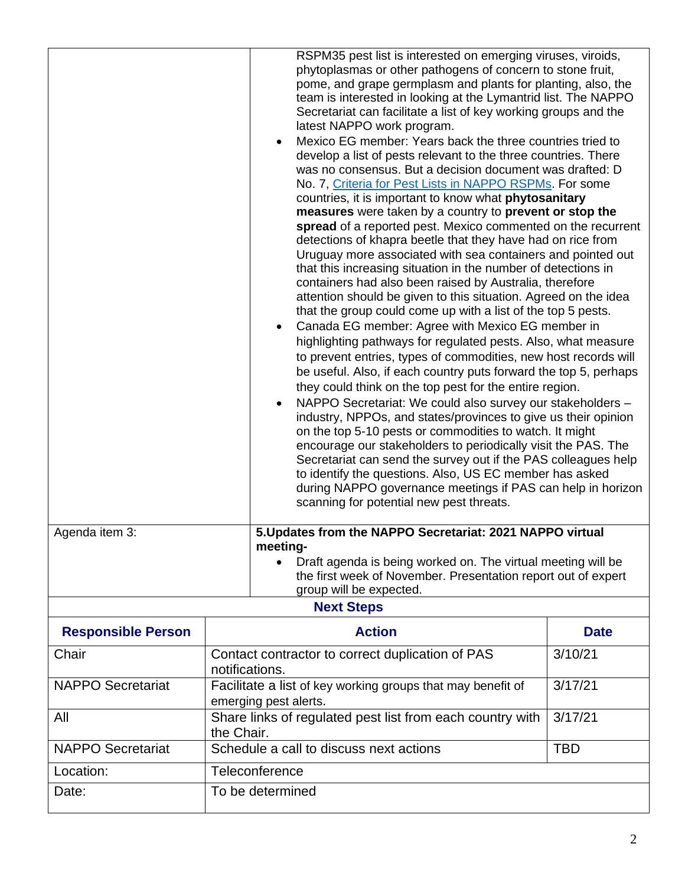| | |
|---|---|
| | RSPM35 pest list is interested on emerging viruses, viroids, phytoplasmas or other pathogens of concern to stone fruit, pome, and grape germplasm and plants for planting, also, the team is interested in looking at the Lymantrid list. The NAPPO Secretariat can facilitate a list of key working groups and the latest NAPPO work program.<br>• Mexico EG member: Years back the three countries tried to develop a list of pests relevant to the three countries. There was no consensus. But a decision document was drafted: D No. 7, [Criteria for Pest Lists in NAPPO RSPMs](). For some countries, it is important to know what **phytosanitary measures** were taken by a country to **prevent or stop the spread** of a reported pest. Mexico commented on the recurrent detections of khapra beetle that they have had on rice from Uruguay more associated with sea containers and pointed out that this increasing situation in the number of detections in containers had also been raised by Australia, therefore attention should be given to this situation. Agreed on the idea that the group could come up with a list of the top 5 pests.<br>• Canada EG member: Agree with Mexico EG member in highlighting pathways for regulated pests. Also, what measure to prevent entries, types of commodities, new host records will be useful. Also, if each country puts forward the top 5, perhaps they could think on the top pest for the entire region.<br>• NAPPO Secretariat: We could also survey our stakeholders – industry, NPPOs, and states/provinces to give us their opinion on the top 5-10 pests or commodities to watch. It might encourage our stakeholders to periodically visit the PAS. The Secretariat can send the survey out if the PAS colleagues help to identify the questions. Also, US EC member has asked during NAPPO governance meetings if PAS can help in horizon scanning for potential new pest threats. |
| Agenda item 3: | **5.Updates from the NAPPO Secretariat: 2021 NAPPO virtual meeting-**<br>• Draft agenda is being worked on. The virtual meeting will be the first week of November. Presentation report out of expert group will be expected. |

**Next Steps**

| Responsible Person | Action | Date |
|---|---|---|
| Chair | Contact contractor to correct duplication of PAS notifications. | 3/10/21 |
| NAPPO Secretariat | Facilitate a list of key working groups that may benefit of emerging pest alerts. | 3/17/21 |
| All | Share links of regulated pest list from each country with the Chair. | 3/17/21 |
| NAPPO Secretariat | Schedule a call to discuss next actions | TBD |
| Location: | Teleconference | |
| Date: | To be determined | |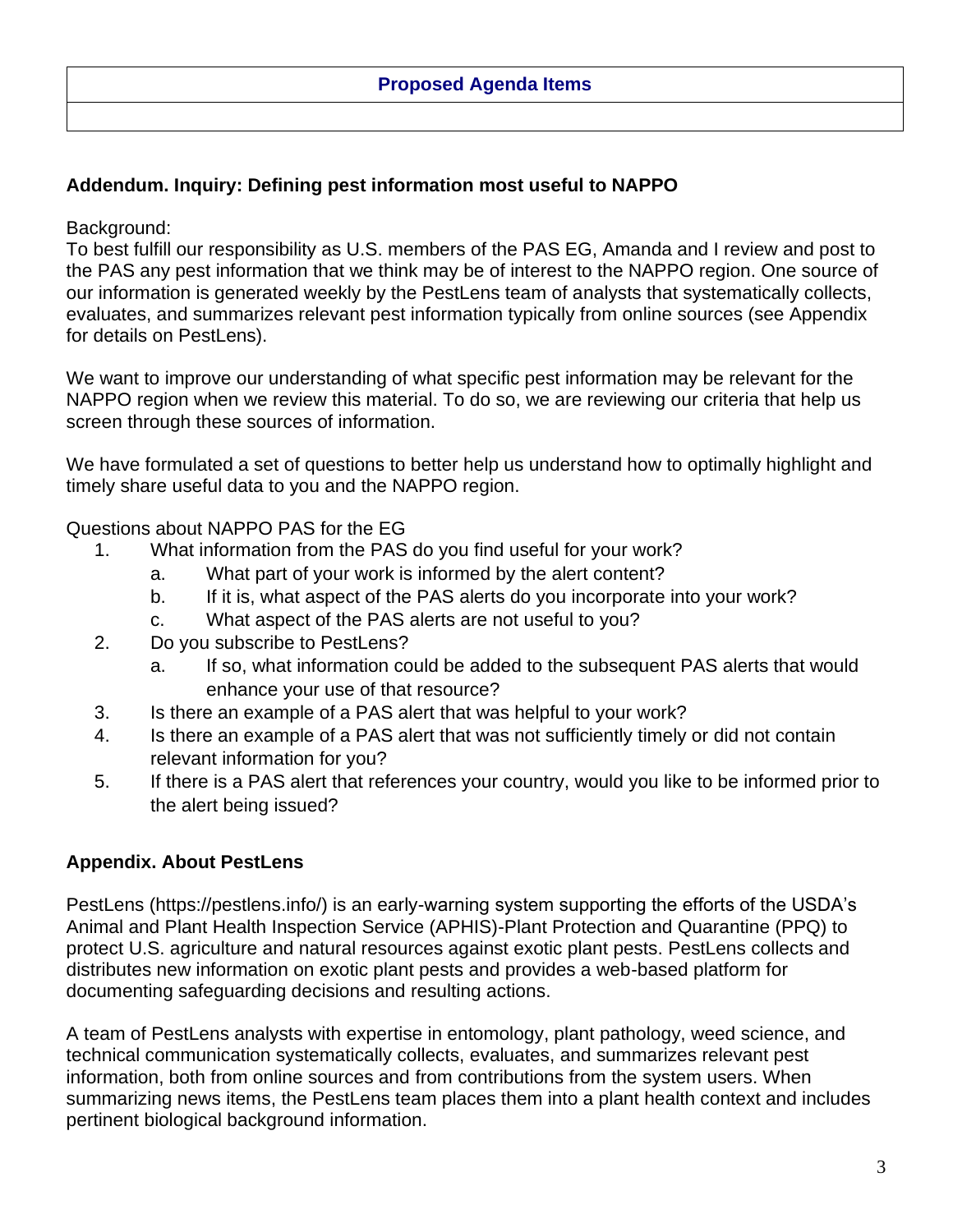| Proposed Agenda Items |
| --- |
| |

**Addendum. Inquiry: Defining pest information most useful to NAPPO**

Background:
To best fulfill our responsibility as U.S. members of the PAS EG, Amanda and I review and post to the PAS any pest information that we think may be of interest to the NAPPO region. One source of our information is generated weekly by the PestLens team of analysts that systematically collects, evaluates, and summarizes relevant pest information typically from online sources (see Appendix for details on PestLens).

We want to improve our understanding of what specific pest information may be relevant for the NAPPO region when we review this material. To do so, we are reviewing our criteria that help us screen through these sources of information.

We have formulated a set of questions to better help us understand how to optimally highlight and timely share useful data to you and the NAPPO region.

Questions about NAPPO PAS for the EG

1. What information from the PAS do you find useful for your work?
    a. What part of your work is informed by the alert content?
    b. If it is, what aspect of the PAS alerts do you incorporate into your work?
    c. What aspect of the PAS alerts are not useful to you?
2. Do you subscribe to PestLens?
    a. If so, what information could be added to the subsequent PAS alerts that would enhance your use of that resource?
3. Is there an example of a PAS alert that was helpful to your work?
4. Is there an example of a PAS alert that was not sufficiently timely or did not contain relevant information for you?
5. If there is a PAS alert that references your country, would you like to be informed prior to the alert being issued?

**Appendix. About PestLens**

PestLens (https://pestlens.info/) is an early-warning system supporting the efforts of the USDA's Animal and Plant Health Inspection Service (APHIS)-Plant Protection and Quarantine (PPQ) to protect U.S. agriculture and natural resources against exotic plant pests. PestLens collects and distributes new information on exotic plant pests and provides a web-based platform for documenting safeguarding decisions and resulting actions.

A team of PestLens analysts with expertise in entomology, plant pathology, weed science, and technical communication systematically collects, evaluates, and summarizes relevant pest information, both from online sources and from contributions from the system users. When summarizing news items, the PestLens team places them into a plant health context and includes pertinent biological background information.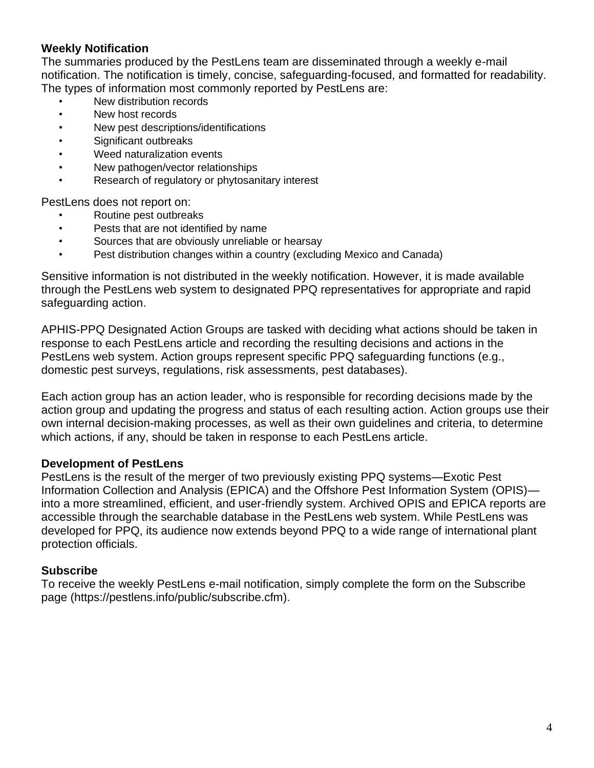**Weekly Notification**

The summaries produced by the PestLens team are disseminated through a weekly e-mail notification. The notification is timely, concise, safeguarding-focused, and formatted for readability. The types of information most commonly reported by PestLens are:

- New distribution records
- New host records
- New pest descriptions/identifications
- Significant outbreaks
- Weed naturalization events
- New pathogen/vector relationships
- Research of regulatory or phytosanitary interest

PestLens does not report on:

- Routine pest outbreaks
- Pests that are not identified by name
- Sources that are obviously unreliable or hearsay
- Pest distribution changes within a country (excluding Mexico and Canada)

Sensitive information is not distributed in the weekly notification. However, it is made available through the PestLens web system to designated PPQ representatives for appropriate and rapid safeguarding action.

APHIS-PPQ Designated Action Groups are tasked with deciding what actions should be taken in response to each PestLens article and recording the resulting decisions and actions in the PestLens web system. Action groups represent specific PPQ safeguarding functions (e.g., domestic pest surveys, regulations, risk assessments, pest databases).

Each action group has an action leader, who is responsible for recording decisions made by the action group and updating the progress and status of each resulting action. Action groups use their own internal decision-making processes, as well as their own guidelines and criteria, to determine which actions, if any, should be taken in response to each PestLens article.

**Development of PestLens**

PestLens is the result of the merger of two previously existing PPQ systems—Exotic Pest Information Collection and Analysis (EPICA) and the Offshore Pest Information System (OPIS)—into a more streamlined, efficient, and user-friendly system. Archived OPIS and EPICA reports are accessible through the searchable database in the PestLens web system. While PestLens was developed for PPQ, its audience now extends beyond PPQ to a wide range of international plant protection officials.

**Subscribe**

To receive the weekly PestLens e-mail notification, simply complete the form on the Subscribe page (https://pestlens.info/public/subscribe.cfm).